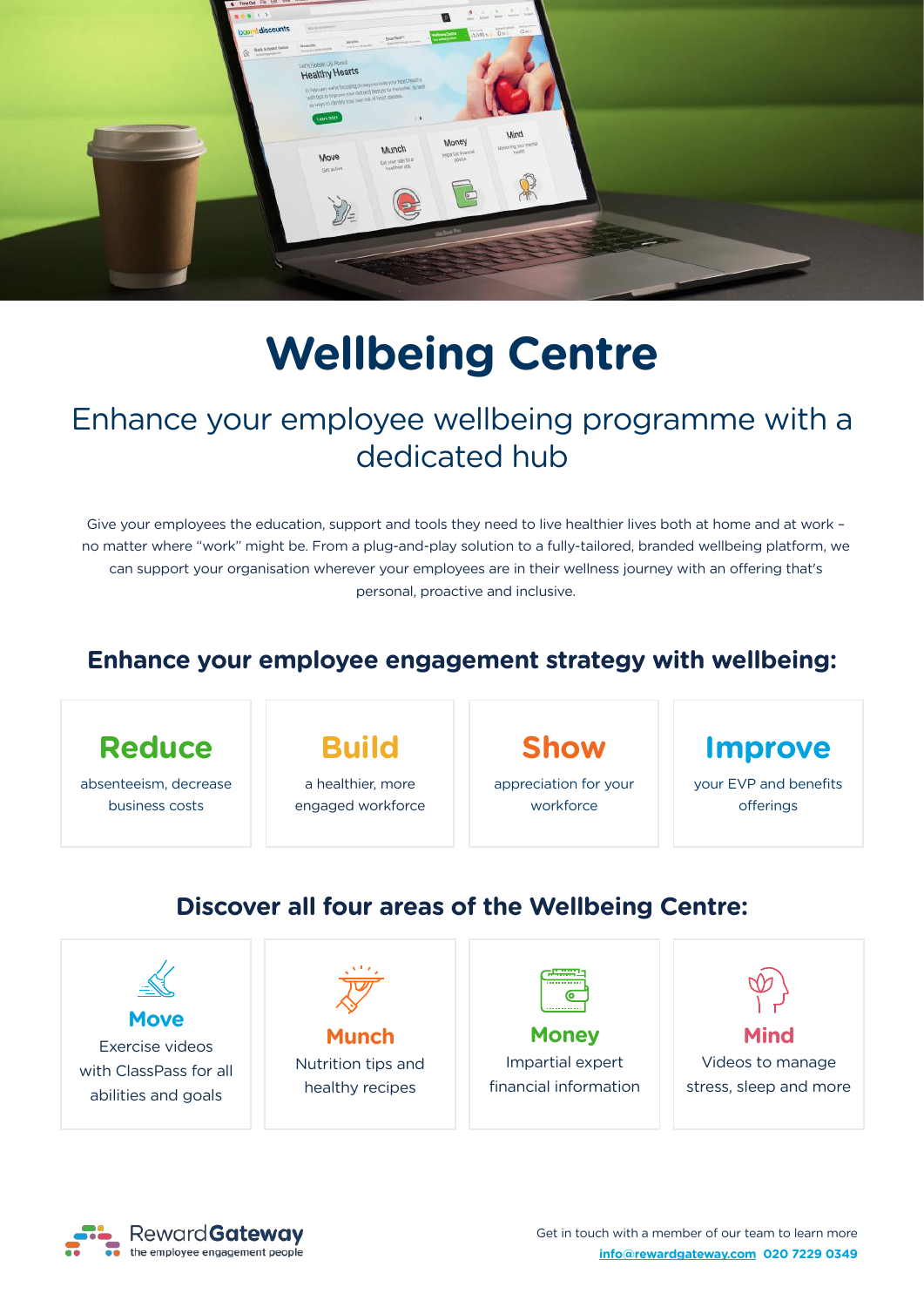# Wellbeing Centre

## Enhance your employee wellbeing programme with a dedicated hub

Give your employees the education, support and tools they need to live healthier lives both at home and at work – no matter where "work" might be. From a plug-and-play solution to a fully-tailored, branded wellbeing platform, we can support your organisation wherever your employees are in their wellness journey with an offering that's personal, proactive and inclusive.

### Enhance your employee engagement strategy with wellbeing:

**Reduce**
absenteeism, decrease business costs

**Build**
a healthier, more engaged workforce

**Show**
appreciation for your workforce

**Improve**
your EVP and benefits offerings

### Discover all four areas of the Wellbeing Centre:

**Move**
Exercise videos with ClassPass for all abilities and goals

**Munch**
Nutrition tips and healthy recipes

**Money**
Impartial expert financial information

**Mind**
Videos to manage stress, sleep and more

RewardGateway
the employee engagement people

Get in touch with a member of our team to learn more
info@rewardgateway.com 020 7229 0349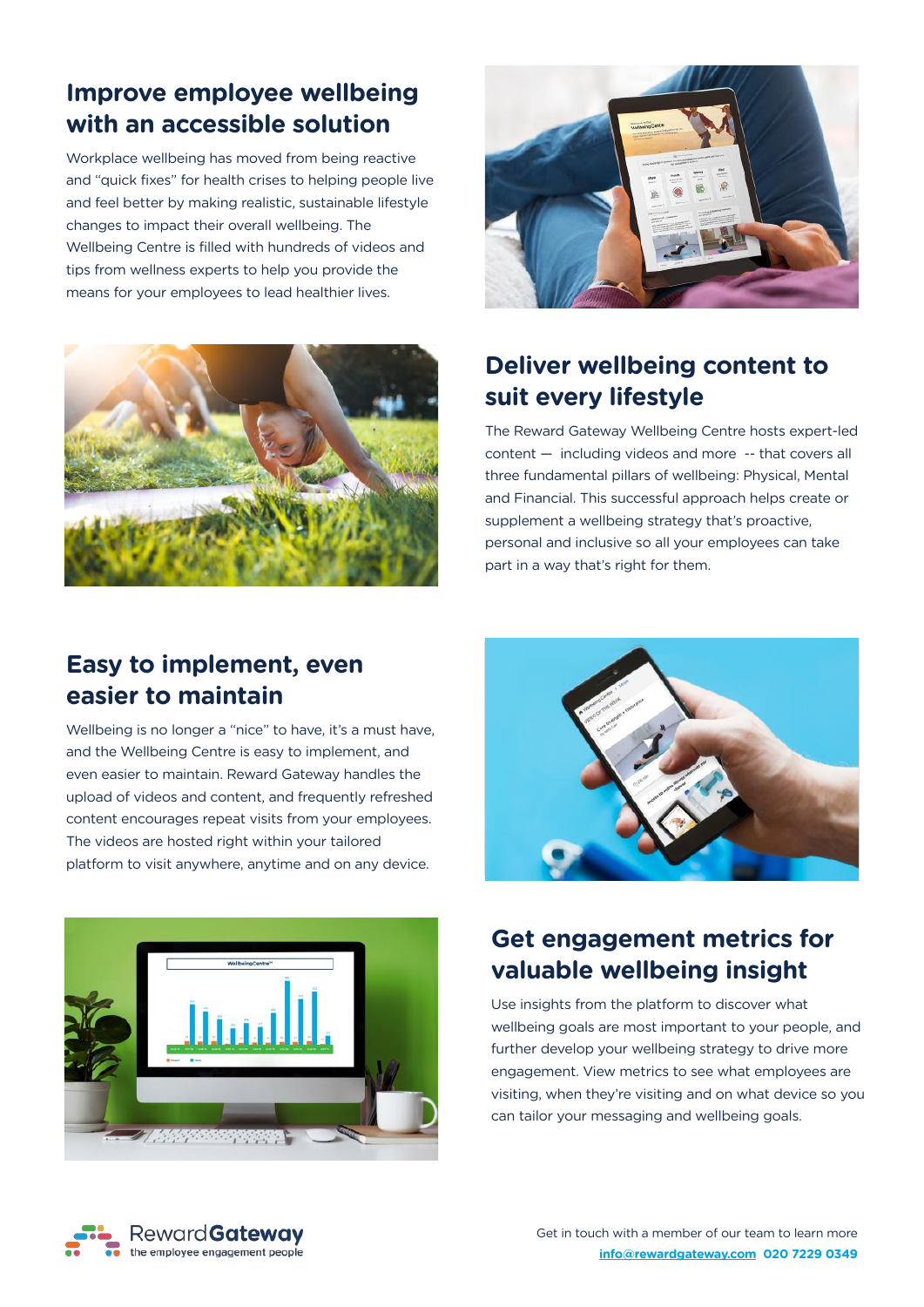## Improve employee wellbeing with an accessible solution

Workplace wellbeing has moved from being reactive and "quick fixes" for health crises to helping people live and feel better by making realistic, sustainable lifestyle changes to impact their overall wellbeing. The Wellbeing Centre is filled with hundreds of videos and tips from wellness experts to help you provide the means for your employees to lead healthier lives.

## Deliver wellbeing content to suit every lifestyle

The Reward Gateway Wellbeing Centre hosts expert-led content — including videos and more -- that covers all three fundamental pillars of wellbeing: Physical, Mental and Financial. This successful approach helps create or supplement a wellbeing strategy that's proactive, personal and inclusive so all your employees can take part in a way that's right for them.

## Easy to implement, even easier to maintain

Wellbeing is no longer a "nice" to have, it's a must have, and the Wellbeing Centre is easy to implement, and even easier to maintain. Reward Gateway handles the upload of videos and content, and frequently refreshed content encourages repeat visits from your employees. The videos are hosted right within your tailored platform to visit anywhere, anytime and on any device.

## Get engagement metrics for valuable wellbeing insight

Use insights from the platform to discover what wellbeing goals are most important to your people, and further develop your wellbeing strategy to drive more engagement. View metrics to see what employees are visiting, when they're visiting and on what device so you can tailor your messaging and wellbeing goals.

RewardGateway
the employee engagement people

Get in touch with a member of our team to learn more
**info@rewardgateway.com 020 7229 0349**